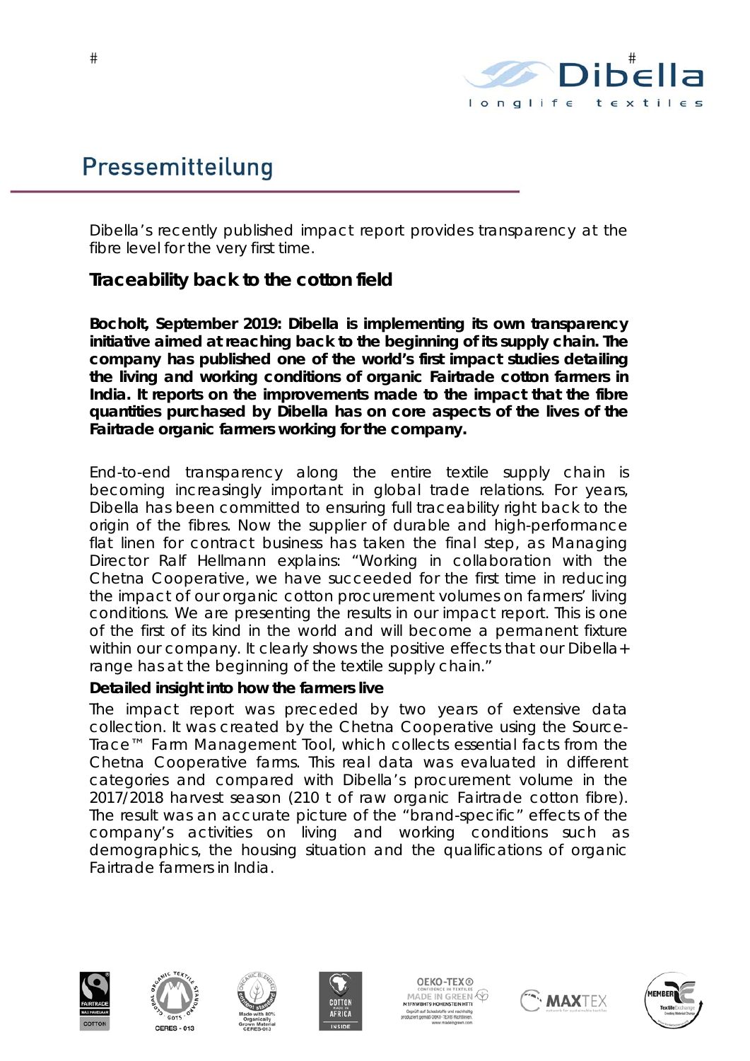# Pressemitteilung

Dibella's recently published impact report provides transparency at the fibre level for the very first time.

## Traceability back to the cotton field

**Bocholt, September 2019: Dibella is implementing its own transparency initiative aimed at reaching back to the beginning of its supply chain. The company has published one of the world's first impact studies detailing the living and working conditions of organic Fairtrade cotton farmers in India. It reports on the improvements made to the impact that the fibre quantities purchased by Dibella has on core aspects of the lives of the Fairtrade organic farmers working for the company.**

End-to-end transparency along the entire textile supply chain is becoming increasingly important in global trade relations. For years, Dibella has been committed to ensuring full traceability right back to the origin of the fibres. Now the supplier of durable and high-performance flat linen for contract business has taken the final step, as Managing Director Ralf Hellmann explains: "Working in collaboration with the Chetna Cooperative, we have succeeded for the first time in reducing the impact of our organic cotton procurement volumes on farmers' living conditions. We are presenting the results in our impact report. This is one of the first of its kind in the world and will become a permanent fixture within our company. It clearly shows the positive effects that our Dibella+ range has at the beginning of the textile supply chain."

**Detailed insight into how the farmers live**

The impact report was preceded by two years of extensive data collection. It was created by the Chetna Cooperative using the Source-Trace™ Farm Management Tool, which collects essential facts from the Chetna Cooperative farms. This real data was evaluated in different categories and compared with Dibella's procurement volume in the 2017/2018 harvest season (210 t of raw organic Fairtrade cotton fibre). The result was an accurate picture of the "brand-specific" effects of the company's activities on living and working conditions such as demographics, the housing situation and the qualifications of organic Fairtrade farmers in India.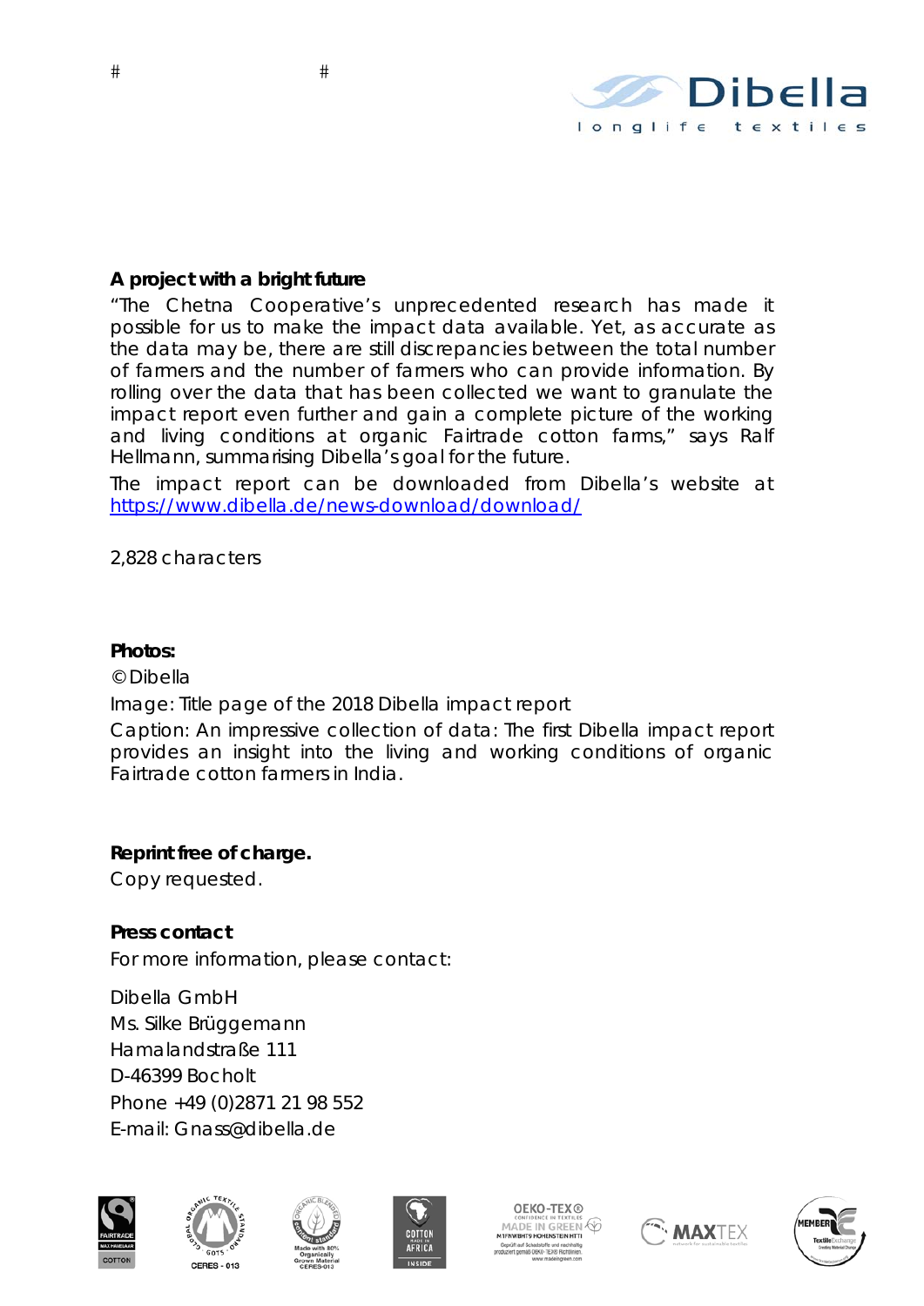**A project with a bright future**

"The Chetna Cooperative's unprecedented research has made it possible for us to make the impact data available. Yet, as accurate as the data may be, there are still discrepancies between the total number of farmers and the number of farmers who can provide information. By rolling over the data that has been collected we want to granulate the impact report even further and gain a complete picture of the working and living conditions at organic Fairtrade cotton farms," says Ralf Hellmann, summarising Dibella's goal for the future.

The impact report can be downloaded from Dibella's website at https://www.dibella.de/news-download/download/

2,828 characters

**Photos:**

© Dibella

Image: Title page of the 2018 Dibella impact report

Caption: An impressive collection of data: The first Dibella impact report provides an insight into the living and working conditions of organic Fairtrade cotton farmers in India.

**Reprint free of charge.**

Copy requested.

**Press contact**

For more information, please contact:

Dibella GmbH
Ms. Silke Brüggemann
Hamalandstraße 111
D-46399 Bocholt
Phone +49 (0)2871 21 98 552
E-mail: Gnass@dibella.de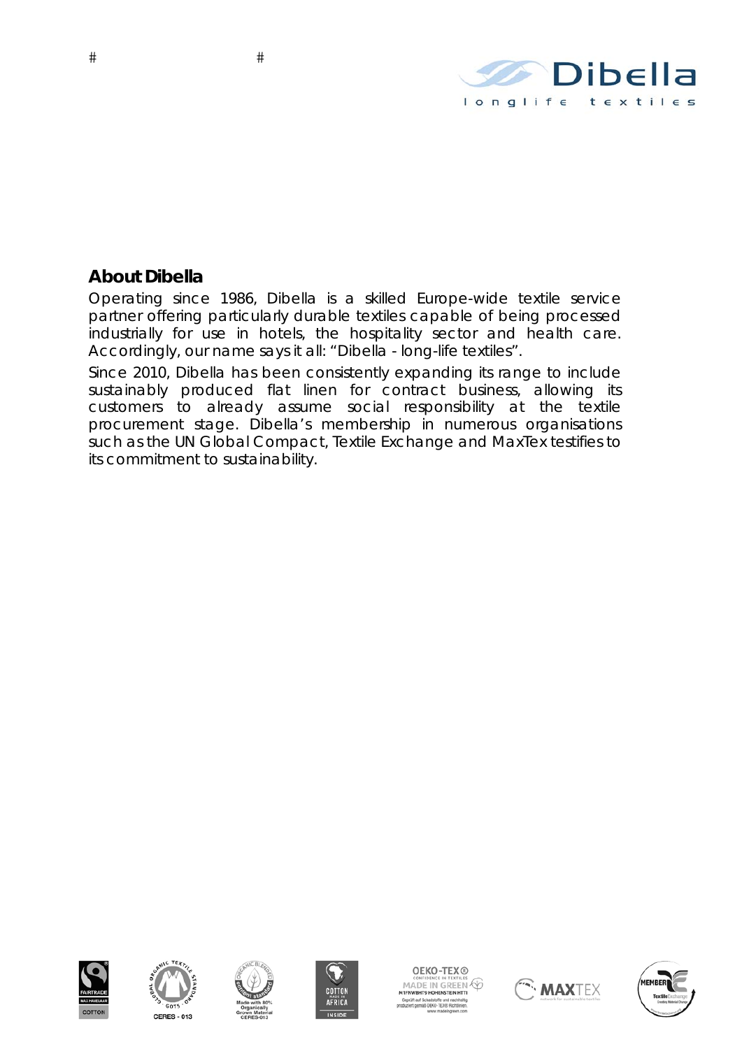## About Dibella

Operating since 1986, Dibella is a skilled Europe-wide textile service partner offering particularly durable textiles capable of being processed industrially for use in hotels, the hospitality sector and health care. Accordingly, our name says it all: “Dibella - long-life textiles”.

Since 2010, Dibella has been consistently expanding its range to include sustainably produced flat linen for contract business, allowing its customers to already assume social responsibility at the textile procurement stage. Dibella’s membership in numerous organisations such as the UN Global Compact, Textile Exchange and MaxTex testifies to its commitment to sustainability.